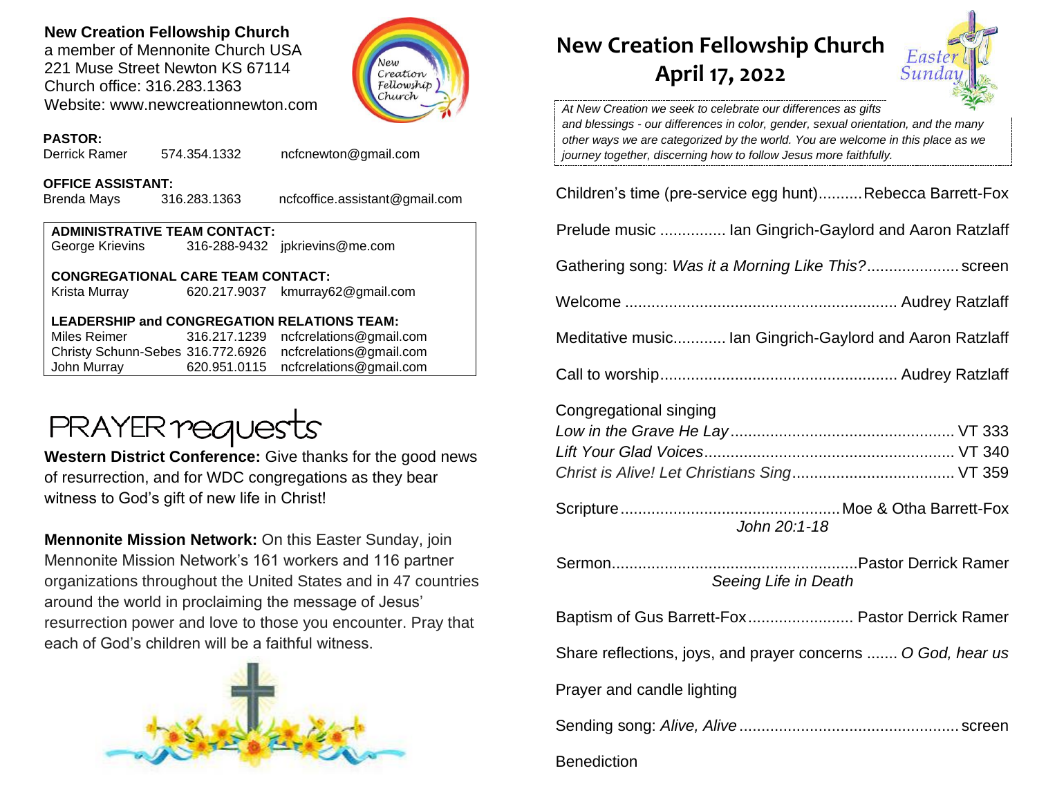**New Creation Fellowship Church**
a member of Mennonite Church USA
221 Muse Street Newton KS 67114
Church office: 316.283.1363
Website: www.newcreationnewton.com

**PASTOR:**
Derrick Ramer 574.354.1332 ncfcnewton@gmail.com

**OFFICE ASSISTANT:**
Brenda Mays 316.283.1363 ncfcoffice.assistant@gmail.com

| | | |
|---|---|---|
| **ADMINISTRATIVE TEAM CONTACT:** | | |
| George Krievins | 316-288-9432 | jpkrievins@me.com |
| **CONGREGATIONAL CARE TEAM CONTACT:** | | |
| Krista Murray | 620.217.9037 | kmurray62@gmail.com |
| **LEADERSHIP and CONGREGATION RELATIONS TEAM:** | | |
| Miles Reimer | 316.217.1239 | ncfcrelations@gmail.com |
| Christy Schunn-Sebes | 316.772.6926 | ncfcrelations@gmail.com |
| John Murray | 620.951.0115 | ncfcrelations@gmail.com |

# PRAYER requests

**Western District Conference:** Give thanks for the good news of resurrection, and for WDC congregations as they bear witness to God's gift of new life in Christ!

**Mennonite Mission Network:** On this Easter Sunday, join Mennonite Mission Network's 161 workers and 116 partner organizations throughout the United States and in 47 countries around the world in proclaiming the message of Jesus' resurrection power and love to those you encounter. Pray that each of God's children will be a faithful witness.

# New Creation Fellowship Church
## April 17, 2022

Easter Sunday

*At New Creation we seek to celebrate our differences as gifts and blessings - our differences in color, gender, sexual orientation, and the many other ways we are categorized by the world. You are welcome in this place as we journey together, discerning how to follow Jesus more faithfully.*

Children's time (pre-service egg hunt) .......... Rebecca Barrett-Fox

Prelude music ............... Ian Gingrich-Gaylord and Aaron Ratzlaff

Gathering song: *Was it a Morning Like This?* .................... screen

Welcome .............................................................. Audrey Ratzlaff

Meditative music............ Ian Gingrich-Gaylord and Aaron Ratzlaff

Call to worship...................................................... Audrey Ratzlaff

Congregational singing
*Low in the Grave He Lay* .................................................. VT 333
*Lift Your Glad Voices* ......................................................... VT 340
*Christ is Alive! Let Christians Sing* ..................................... VT 359

Scripture ................................................. Moe & Otha Barrett-Fox
*John 20:1-18*

Sermon........................................................ Pastor Derrick Ramer
*Seeing Life in Death*

Baptism of Gus Barrett-Fox ........................ Pastor Derrick Ramer

Share reflections, joys, and prayer concerns ....... *O God, hear us*

Prayer and candle lighting

Sending song: *Alive, Alive* ................................................. screen

Benediction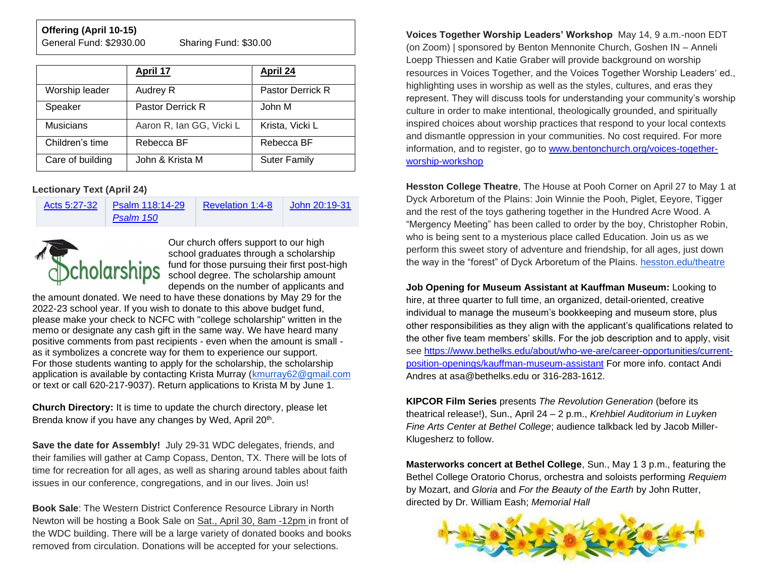**Offering (April 10-15)**
General Fund: $2930.00 Sharing Fund: $30.00

| | **April 17** | **April 24** |
|---|---|---|
| Worship leader | Audrey R | Pastor Derrick R |
| Speaker | Pastor Derrick R | John M |
| Musicians | Aaron R, Ian GG, Vicki L | Krista, Vicki L |
| Children's time | Rebecca BF | Rebecca BF |
| Care of building | John & Krista M | Suter Family |

**Lectionary Text (April 24)**

| | | | |
|---|---|---|---|
| Acts 5:27-32 | Psalm 118:14-29 *Psalm 150* | Revelation 1:4-8 | John 20:19-31 |

Our church offers support to our high school graduates through a scholarship fund for those pursuing their first post-high school degree. The scholarship amount depends on the number of applicants and the amount donated. We need to have these donations by May 29 for the 2022-23 school year. If you wish to donate to this above budget fund, please make your check to NCFC with "college scholarship" written in the memo or designate any cash gift in the same way. We have heard many positive comments from past recipients - even when the amount is small - as it symbolizes a concrete way for them to experience our support. For those students wanting to apply for the scholarship, the scholarship application is available by contacting Krista Murray (kmurray62@gmail.com or text or call 620-217-9037). Return applications to Krista M by June 1.

**Church Directory:** It is time to update the church directory, please let Brenda know if you have any changes by Wed, April 20th.

**Save the date for Assembly!** July 29-31 WDC delegates, friends, and their families will gather at Camp Copass, Denton, TX. There will be lots of time for recreation for all ages, as well as sharing around tables about faith issues in our conference, congregations, and in our lives. Join us!

**Book Sale**: The Western District Conference Resource Library in North Newton will be hosting a Book Sale on Sat., April 30, 8am -12pm in front of the WDC building. There will be a large variety of donated books and books removed from circulation. Donations will be accepted for your selections.

**Voices Together Worship Leaders' Workshop** May 14, 9 a.m.-noon EDT (on Zoom) | sponsored by Benton Mennonite Church, Goshen IN – Anneli Loepp Thiessen and Katie Graber will provide background on worship resources in Voices Together, and the Voices Together Worship Leaders' ed., highlighting uses in worship as well as the styles, cultures, and eras they represent. They will discuss tools for understanding your community's worship culture in order to make intentional, theologically grounded, and spiritually inspired choices about worship practices that respond to your local contexts and dismantle oppression in your communities. No cost required. For more information, and to register, go to www.bentonchurch.org/voices-together-worship-workshop

**Hesston College Theatre**, The House at Pooh Corner on April 27 to May 1 at Dyck Arboretum of the Plains: Join Winnie the Pooh, Piglet, Eeyore, Tigger and the rest of the toys gathering together in the Hundred Acre Wood. A "Mergency Meeting" has been called to order by the boy, Christopher Robin, who is being sent to a mysterious place called Education. Join us as we perform this sweet story of adventure and friendship, for all ages, just down the way in the "forest" of Dyck Arboretum of the Plains. hesston.edu/theatre

**Job Opening for Museum Assistant at Kauffman Museum:** Looking to hire, at three quarter to full time, an organized, detail-oriented, creative individual to manage the museum's bookkeeping and museum store, plus other responsibilities as they align with the applicant's qualifications related to the other five team members' skills. For the job description and to apply, visit see https://www.bethelks.edu/about/who-we-are/career-opportunities/current-position-openings/kauffman-museum-assistant For more info. contact Andi Andres at asa@bethelks.edu or 316-283-1612.

**KIPCOR Film Series** presents *The Revolution Generation* (before its theatrical release!), Sun., April 24 – 2 p.m., *Krehbiel Auditorium in Luyken Fine Arts Center at Bethel College*; audience talkback led by Jacob Miller-Klugesherz to follow.

**Masterworks concert at Bethel College**, Sun., May 1 3 p.m., featuring the Bethel College Oratorio Chorus, orchestra and soloists performing *Requiem* by Mozart, and *Gloria* and *For the Beauty of the Earth* by John Rutter, directed by Dr. William Eash; *Memorial Hall*